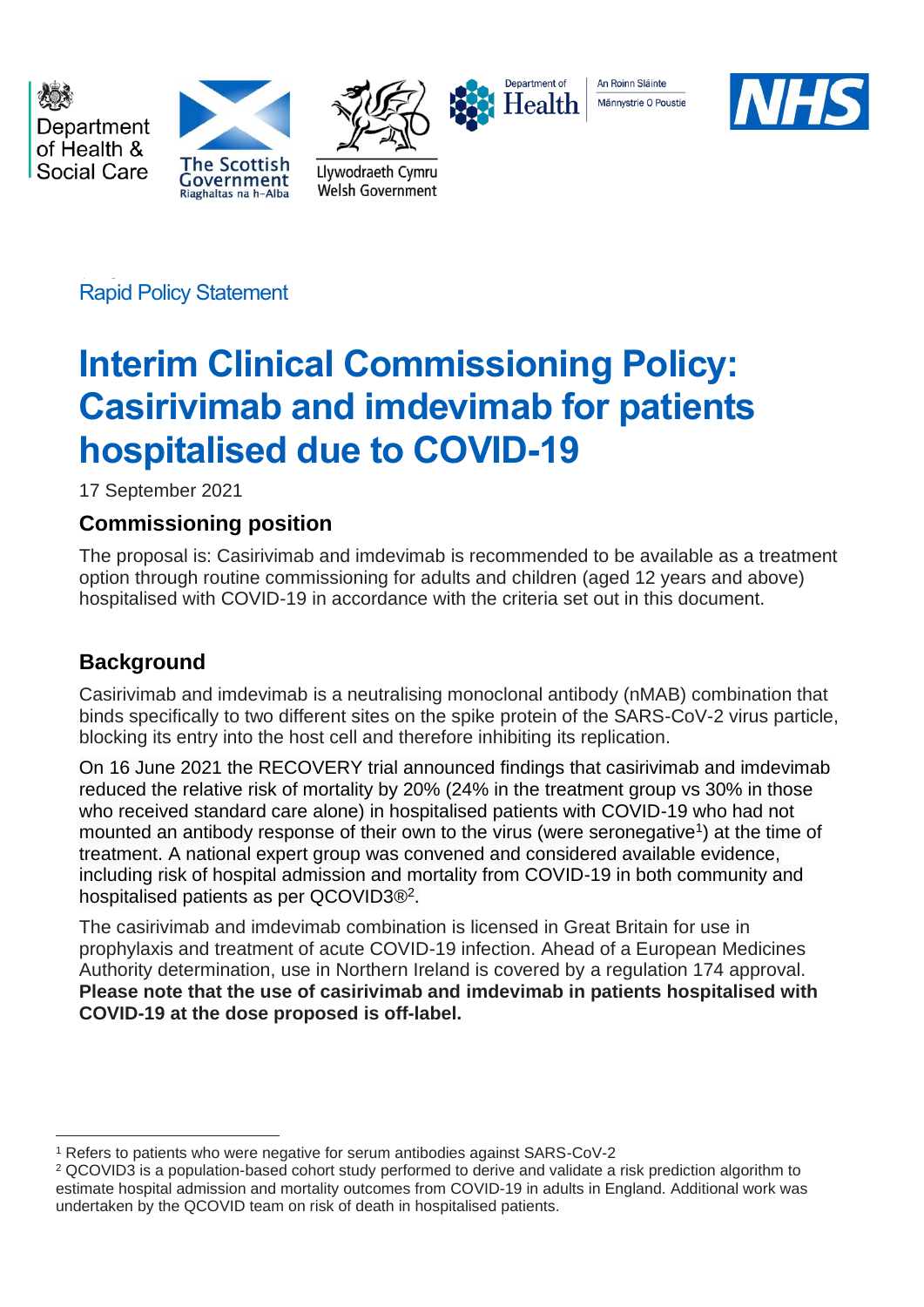Department of Health & Social Care

The Scottish Government
Riaghaltas na h-Alba

Llywodraeth Cymru
Welsh Government

Department of Health
An Roinn Sláinte
Männystrie O Poustie

NHS

Rapid Policy Statement

# Interim Clinical Commissioning Policy: Casirivimab and imdevimab for patients hospitalised due to COVID-19

17 September 2021

## Commissioning position

The proposal is: Casirivimab and imdevimab is recommended to be available as a treatment option through routine commissioning for adults and children (aged 12 years and above) hospitalised with COVID-19 in accordance with the criteria set out in this document.

## Background

Casirivimab and imdevimab is a neutralising monoclonal antibody (nMAB) combination that binds specifically to two different sites on the spike protein of the SARS-CoV-2 virus particle, blocking its entry into the host cell and therefore inhibiting its replication.

On 16 June 2021 the RECOVERY trial announced findings that casirivimab and imdevimab reduced the relative risk of mortality by 20% (24% in the treatment group vs 30% in those who received standard care alone) in hospitalised patients with COVID-19 who had not mounted an antibody response of their own to the virus (were seronegative[1]) at the time of treatment. A national expert group was convened and considered available evidence, including risk of hospital admission and mortality from COVID-19 in both community and hospitalised patients as per QCOVID3®[2].

The casirivimab and imdevimab combination is licensed in Great Britain for use in prophylaxis and treatment of acute COVID-19 infection. Ahead of a European Medicines Authority determination, use in Northern Ireland is covered by a regulation 174 approval. **Please note that the use of casirivimab and imdevimab in patients hospitalised with COVID-19 at the dose proposed is off-label.**

[1] Refers to patients who were negative for serum antibodies against SARS-CoV-2

[2] QCOVID3 is a population-based cohort study performed to derive and validate a risk prediction algorithm to estimate hospital admission and mortality outcomes from COVID-19 in adults in England. Additional work was undertaken by the QCOVID team on risk of death in hospitalised patients.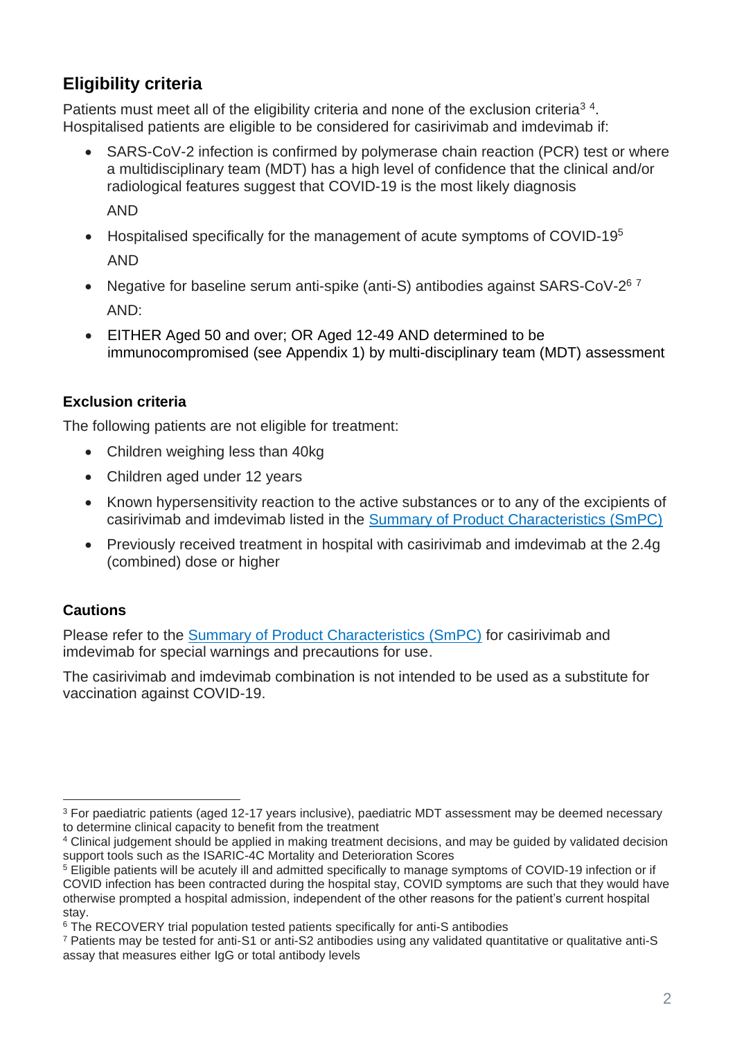## Eligibility criteria

Patients must meet all of the eligibility criteria and none of the exclusion criteria[3] [4]. Hospitalised patients are eligible to be considered for casirivimab and imdevimab if:

- SARS-CoV-2 infection is confirmed by polymerase chain reaction (PCR) test or where a multidisciplinary team (MDT) has a high level of confidence that the clinical and/or radiological features suggest that COVID-19 is the most likely diagnosis

  AND

- Hospitalised specifically for the management of acute symptoms of COVID-19[5]

  AND

- Negative for baseline serum anti-spike (anti-S) antibodies against SARS-CoV-2[6] [7]

  AND:

- EITHER Aged 50 and over; OR Aged 12-49 AND determined to be immunocompromised (see Appendix 1) by multi-disciplinary team (MDT) assessment

### Exclusion criteria

The following patients are not eligible for treatment:

- Children weighing less than 40kg
- Children aged under 12 years
- Known hypersensitivity reaction to the active substances or to any of the excipients of casirivimab and imdevimab listed in the Summary of Product Characteristics (SmPC)
- Previously received treatment in hospital with casirivimab and imdevimab at the 2.4g (combined) dose or higher

### Cautions

Please refer to the Summary of Product Characteristics (SmPC) for casirivimab and imdevimab for special warnings and precautions for use.

The casirivimab and imdevimab combination is not intended to be used as a substitute for vaccination against COVID-19.

---

[3] For paediatric patients (aged 12-17 years inclusive), paediatric MDT assessment may be deemed necessary to determine clinical capacity to benefit from the treatment

[4] Clinical judgement should be applied in making treatment decisions, and may be guided by validated decision support tools such as the ISARIC-4C Mortality and Deterioration Scores

[5] Eligible patients will be acutely ill and admitted specifically to manage symptoms of COVID-19 infection or if COVID infection has been contracted during the hospital stay, COVID symptoms are such that they would have otherwise prompted a hospital admission, independent of the other reasons for the patient's current hospital stay.

[6] The RECOVERY trial population tested patients specifically for anti-S antibodies

[7] Patients may be tested for anti-S1 or anti-S2 antibodies using any validated quantitative or qualitative anti-S assay that measures either IgG or total antibody levels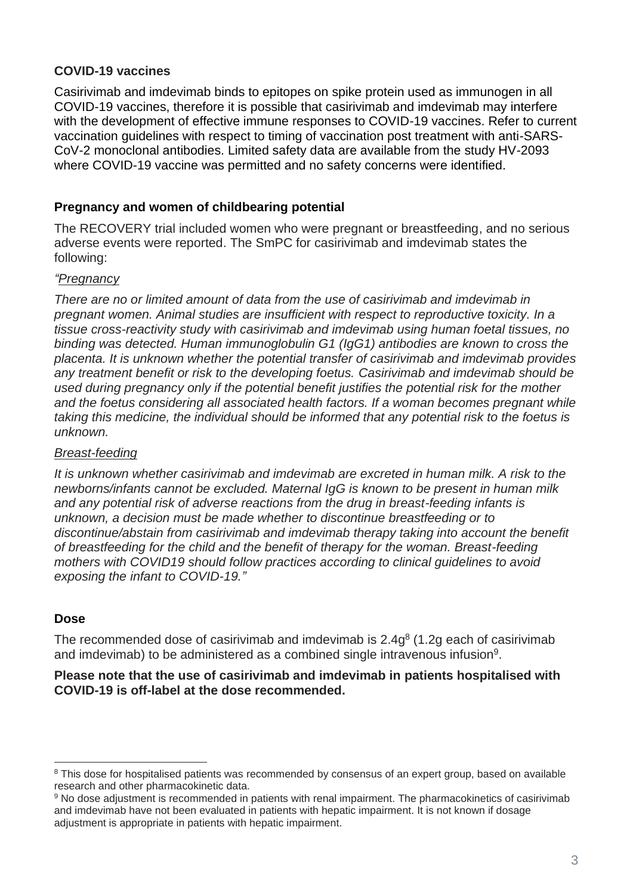**COVID-19 vaccines**

Casirivimab and imdevimab binds to epitopes on spike protein used as immunogen in all COVID-19 vaccines, therefore it is possible that casirivimab and imdevimab may interfere with the development of effective immune responses to COVID-19 vaccines. Refer to current vaccination guidelines with respect to timing of vaccination post treatment with anti-SARS-CoV-2 monoclonal antibodies. Limited safety data are available from the study HV-2093 where COVID-19 vaccine was permitted and no safety concerns were identified.

**Pregnancy and women of childbearing potential**

The RECOVERY trial included women who were pregnant or breastfeeding, and no serious adverse events were reported. The SmPC for casirivimab and imdevimab states the following:

*"Pregnancy*

*There are no or limited amount of data from the use of casirivimab and imdevimab in pregnant women. Animal studies are insufficient with respect to reproductive toxicity. In a tissue cross-reactivity study with casirivimab and imdevimab using human foetal tissues, no binding was detected. Human immunoglobulin G1 (IgG1) antibodies are known to cross the placenta. It is unknown whether the potential transfer of casirivimab and imdevimab provides any treatment benefit or risk to the developing foetus. Casirivimab and imdevimab should be used during pregnancy only if the potential benefit justifies the potential risk for the mother and the foetus considering all associated health factors. If a woman becomes pregnant while taking this medicine, the individual should be informed that any potential risk to the foetus is unknown.*

*Breast-feeding*

*It is unknown whether casirivimab and imdevimab are excreted in human milk. A risk to the newborns/infants cannot be excluded. Maternal IgG is known to be present in human milk and any potential risk of adverse reactions from the drug in breast-feeding infants is unknown, a decision must be made whether to discontinue breastfeeding or to discontinue/abstain from casirivimab and imdevimab therapy taking into account the benefit of breastfeeding for the child and the benefit of therapy for the woman. Breast-feeding mothers with COVID19 should follow practices according to clinical guidelines to avoid exposing the infant to COVID-19."*

**Dose**

The recommended dose of casirivimab and imdevimab is 2.4g[8] (1.2g each of casirivimab and imdevimab) to be administered as a combined single intravenous infusion[9].

**Please note that the use of casirivimab and imdevimab in patients hospitalised with COVID-19 is off-label at the dose recommended.**

---

[8] This dose for hospitalised patients was recommended by consensus of an expert group, based on available research and other pharmacokinetic data.

[9] No dose adjustment is recommended in patients with renal impairment. The pharmacokinetics of casirivimab and imdevimab have not been evaluated in patients with hepatic impairment. It is not known if dosage adjustment is appropriate in patients with hepatic impairment.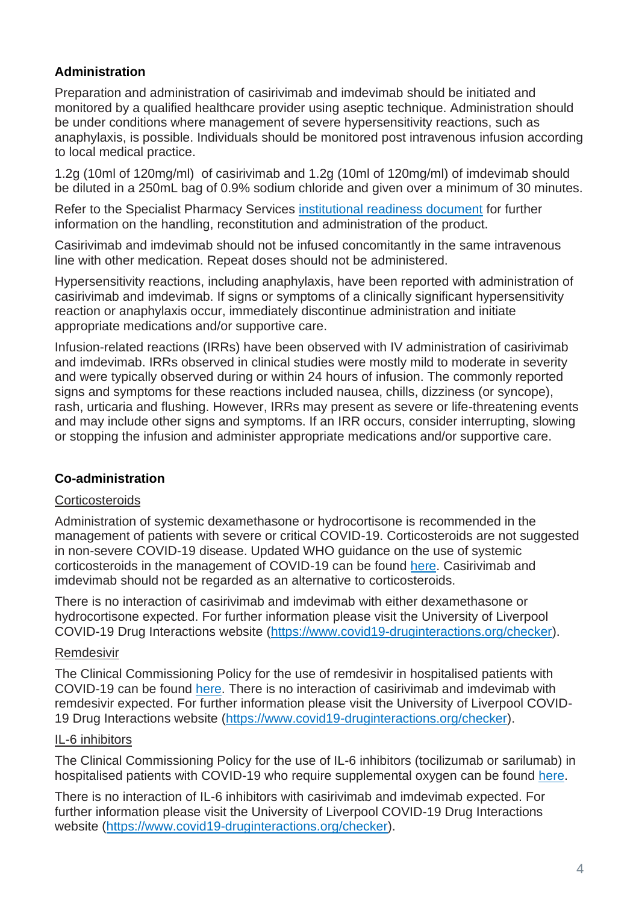**Administration**

Preparation and administration of casirivimab and imdevimab should be initiated and monitored by a qualified healthcare provider using aseptic technique. Administration should be under conditions where management of severe hypersensitivity reactions, such as anaphylaxis, is possible. Individuals should be monitored post intravenous infusion according to local medical practice.

1.2g (10ml of 120mg/ml) of casirivimab and 1.2g (10ml of 120mg/ml) of imdevimab should be diluted in a 250mL bag of 0.9% sodium chloride and given over a minimum of 30 minutes.

Refer to the Specialist Pharmacy Services [institutional readiness document]() for further information on the handling, reconstitution and administration of the product.

Casirivimab and imdevimab should not be infused concomitantly in the same intravenous line with other medication. Repeat doses should not be administered.

Hypersensitivity reactions, including anaphylaxis, have been reported with administration of casirivimab and imdevimab. If signs or symptoms of a clinically significant hypersensitivity reaction or anaphylaxis occur, immediately discontinue administration and initiate appropriate medications and/or supportive care.

Infusion-related reactions (IRRs) have been observed with IV administration of casirivimab and imdevimab. IRRs observed in clinical studies were mostly mild to moderate in severity and were typically observed during or within 24 hours of infusion. The commonly reported signs and symptoms for these reactions included nausea, chills, dizziness (or syncope), rash, urticaria and flushing. However, IRRs may present as severe or life-threatening events and may include other signs and symptoms. If an IRR occurs, consider interrupting, slowing or stopping the infusion and administer appropriate medications and/or supportive care.

**Co-administration**

Corticosteroids

Administration of systemic dexamethasone or hydrocortisone is recommended in the management of patients with severe or critical COVID-19. Corticosteroids are not suggested in non-severe COVID-19 disease. Updated WHO guidance on the use of systemic corticosteroids in the management of COVID-19 can be found [here](). Casirivimab and imdevimab should not be regarded as an alternative to corticosteroids.

There is no interaction of casirivimab and imdevimab with either dexamethasone or hydrocortisone expected. For further information please visit the University of Liverpool COVID-19 Drug Interactions website (https://www.covid19-druginteractions.org/checker).

Remdesivir

The Clinical Commissioning Policy for the use of remdesivir in hospitalised patients with COVID-19 can be found [here](). There is no interaction of casirivimab and imdevimab with remdesivir expected. For further information please visit the University of Liverpool COVID-19 Drug Interactions website (https://www.covid19-druginteractions.org/checker).

IL-6 inhibitors

The Clinical Commissioning Policy for the use of IL-6 inhibitors (tocilizumab or sarilumab) in hospitalised patients with COVID-19 who require supplemental oxygen can be found [here]().

There is no interaction of IL-6 inhibitors with casirivimab and imdevimab expected. For further information please visit the University of Liverpool COVID-19 Drug Interactions website (https://www.covid19-druginteractions.org/checker).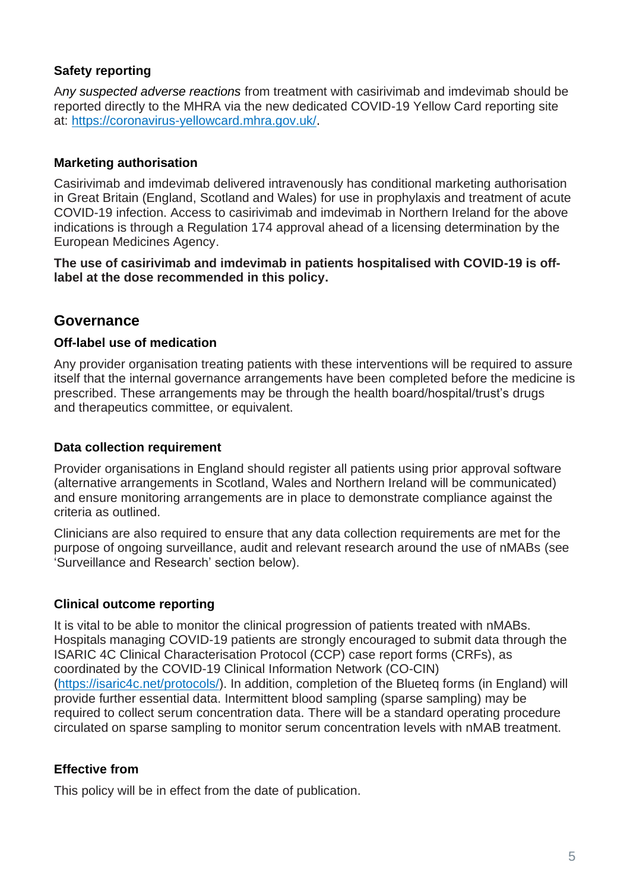### Safety reporting

A*ny suspected adverse reactions* from treatment with casirivimab and imdevimab should be reported directly to the MHRA via the new dedicated COVID-19 Yellow Card reporting site at: https://coronavirus-yellowcard.mhra.gov.uk/.

### Marketing authorisation

Casirivimab and imdevimab delivered intravenously has conditional marketing authorisation in Great Britain (England, Scotland and Wales) for use in prophylaxis and treatment of acute COVID-19 infection. Access to casirivimab and imdevimab in Northern Ireland for the above indications is through a Regulation 174 approval ahead of a licensing determination by the European Medicines Agency.

**The use of casirivimab and imdevimab in patients hospitalised with COVID-19 is off-label at the dose recommended in this policy.**

## Governance

### Off-label use of medication

Any provider organisation treating patients with these interventions will be required to assure itself that the internal governance arrangements have been completed before the medicine is prescribed. These arrangements may be through the health board/hospital/trust's drugs and therapeutics committee, or equivalent.

### Data collection requirement

Provider organisations in England should register all patients using prior approval software (alternative arrangements in Scotland, Wales and Northern Ireland will be communicated) and ensure monitoring arrangements are in place to demonstrate compliance against the criteria as outlined.

Clinicians are also required to ensure that any data collection requirements are met for the purpose of ongoing surveillance, audit and relevant research around the use of nMABs (see 'Surveillance and Research' section below).

### Clinical outcome reporting

It is vital to be able to monitor the clinical progression of patients treated with nMABs. Hospitals managing COVID-19 patients are strongly encouraged to submit data through the ISARIC 4C Clinical Characterisation Protocol (CCP) case report forms (CRFs), as coordinated by the COVID-19 Clinical Information Network (CO-CIN) (https://isaric4c.net/protocols/). In addition, completion of the Blueteq forms (in England) will provide further essential data. Intermittent blood sampling (sparse sampling) may be required to collect serum concentration data. There will be a standard operating procedure circulated on sparse sampling to monitor serum concentration levels with nMAB treatment.

### Effective from

This policy will be in effect from the date of publication.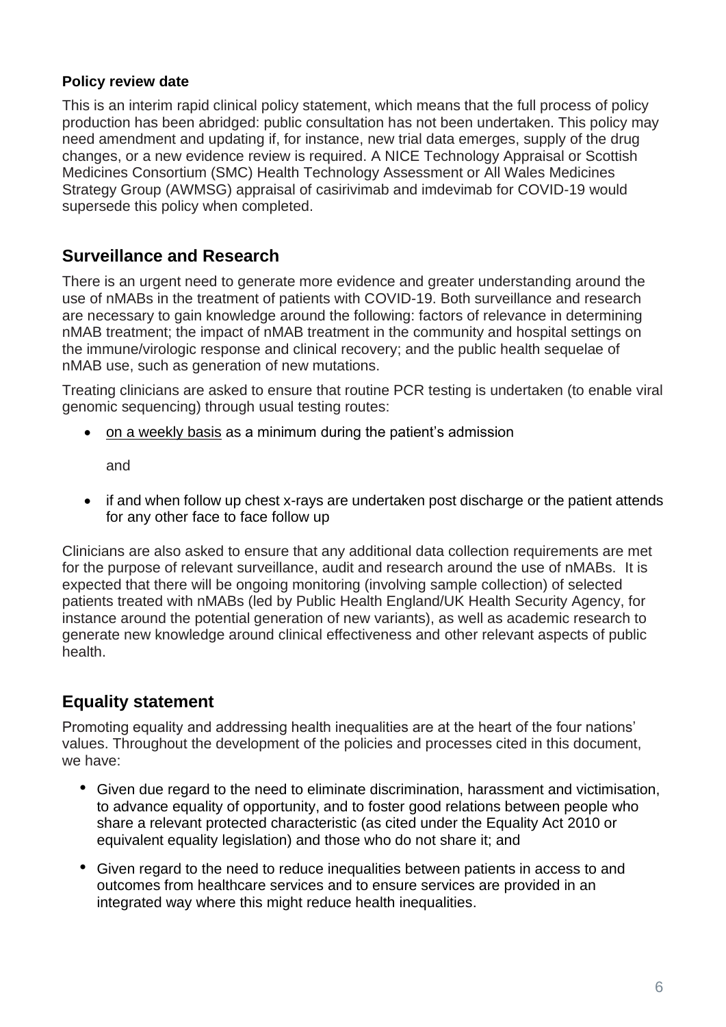**Policy review date**

This is an interim rapid clinical policy statement, which means that the full process of policy production has been abridged: public consultation has not been undertaken. This policy may need amendment and updating if, for instance, new trial data emerges, supply of the drug changes, or a new evidence review is required. A NICE Technology Appraisal or Scottish Medicines Consortium (SMC) Health Technology Assessment or All Wales Medicines Strategy Group (AWMSG) appraisal of casirivimab and imdevimab for COVID-19 would supersede this policy when completed.

## Surveillance and Research

There is an urgent need to generate more evidence and greater understanding around the use of nMABs in the treatment of patients with COVID-19. Both surveillance and research are necessary to gain knowledge around the following: factors of relevance in determining nMAB treatment; the impact of nMAB treatment in the community and hospital settings on the immune/virologic response and clinical recovery; and the public health sequelae of nMAB use, such as generation of new mutations.

Treating clinicians are asked to ensure that routine PCR testing is undertaken (to enable viral genomic sequencing) through usual testing routes:

- on a weekly basis as a minimum during the patient's admission

  and

- if and when follow up chest x-rays are undertaken post discharge or the patient attends for any other face to face follow up

Clinicians are also asked to ensure that any additional data collection requirements are met for the purpose of relevant surveillance, audit and research around the use of nMABs. It is expected that there will be ongoing monitoring (involving sample collection) of selected patients treated with nMABs (led by Public Health England/UK Health Security Agency, for instance around the potential generation of new variants), as well as academic research to generate new knowledge around clinical effectiveness and other relevant aspects of public health.

## Equality statement

Promoting equality and addressing health inequalities are at the heart of the four nations' values. Throughout the development of the policies and processes cited in this document, we have:

- Given due regard to the need to eliminate discrimination, harassment and victimisation, to advance equality of opportunity, and to foster good relations between people who share a relevant protected characteristic (as cited under the Equality Act 2010 or equivalent equality legislation) and those who do not share it; and
- Given regard to the need to reduce inequalities between patients in access to and outcomes from healthcare services and to ensure services are provided in an integrated way where this might reduce health inequalities.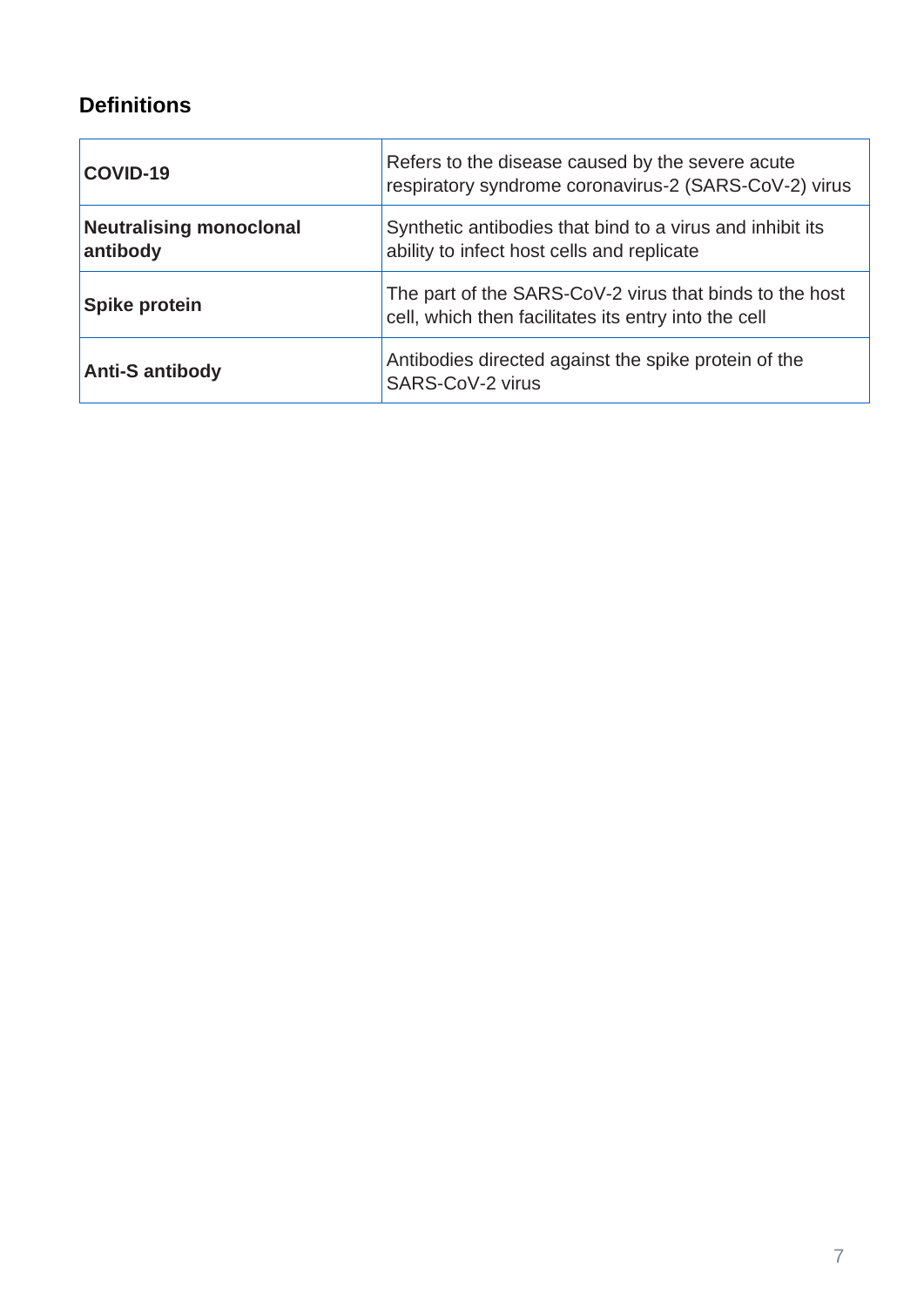## Definitions

| | |
|---|---|
| **COVID-19** | Refers to the disease caused by the severe acute respiratory syndrome coronavirus-2 (SARS-CoV-2) virus |
| **Neutralising monoclonal antibody** | Synthetic antibodies that bind to a virus and inhibit its ability to infect host cells and replicate |
| **Spike protein** | The part of the SARS-CoV-2 virus that binds to the host cell, which then facilitates its entry into the cell |
| **Anti-S antibody** | Antibodies directed against the spike protein of the SARS-CoV-2 virus |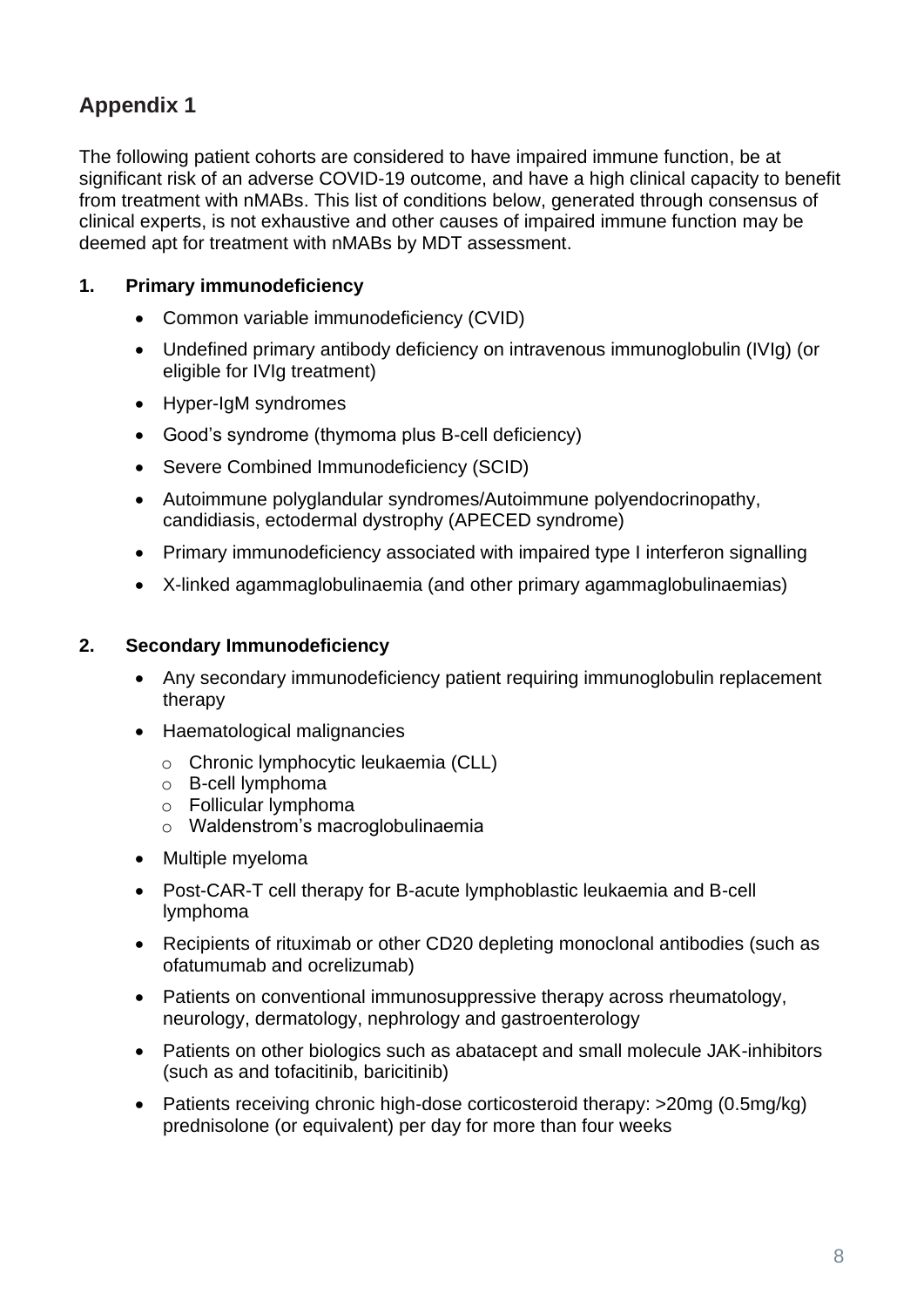## Appendix 1

The following patient cohorts are considered to have impaired immune function, be at significant risk of an adverse COVID-19 outcome, and have a high clinical capacity to benefit from treatment with nMABs. This list of conditions below, generated through consensus of clinical experts, is not exhaustive and other causes of impaired immune function may be deemed apt for treatment with nMABs by MDT assessment.

### 1. Primary immunodeficiency

- Common variable immunodeficiency (CVID)
- Undefined primary antibody deficiency on intravenous immunoglobulin (IVIg) (or eligible for IVIg treatment)
- Hyper-IgM syndromes
- Good's syndrome (thymoma plus B-cell deficiency)
- Severe Combined Immunodeficiency (SCID)
- Autoimmune polyglandular syndromes/Autoimmune polyendocrinopathy, candidiasis, ectodermal dystrophy (APECED syndrome)
- Primary immunodeficiency associated with impaired type I interferon signalling
- X-linked agammaglobulinaemia (and other primary agammaglobulinaemias)

### 2. Secondary Immunodeficiency

- Any secondary immunodeficiency patient requiring immunoglobulin replacement therapy
- Haematological malignancies
  - Chronic lymphocytic leukaemia (CLL)
  - B-cell lymphoma
  - Follicular lymphoma
  - Waldenstrom's macroglobulinaemia
- Multiple myeloma
- Post-CAR-T cell therapy for B-acute lymphoblastic leukaemia and B-cell lymphoma
- Recipients of rituximab or other CD20 depleting monoclonal antibodies (such as ofatumumab and ocrelizumab)
- Patients on conventional immunosuppressive therapy across rheumatology, neurology, dermatology, nephrology and gastroenterology
- Patients on other biologics such as abatacept and small molecule JAK-inhibitors (such as and tofacitinib, baricitinib)
- Patients receiving chronic high-dose corticosteroid therapy: >20mg (0.5mg/kg) prednisolone (or equivalent) per day for more than four weeks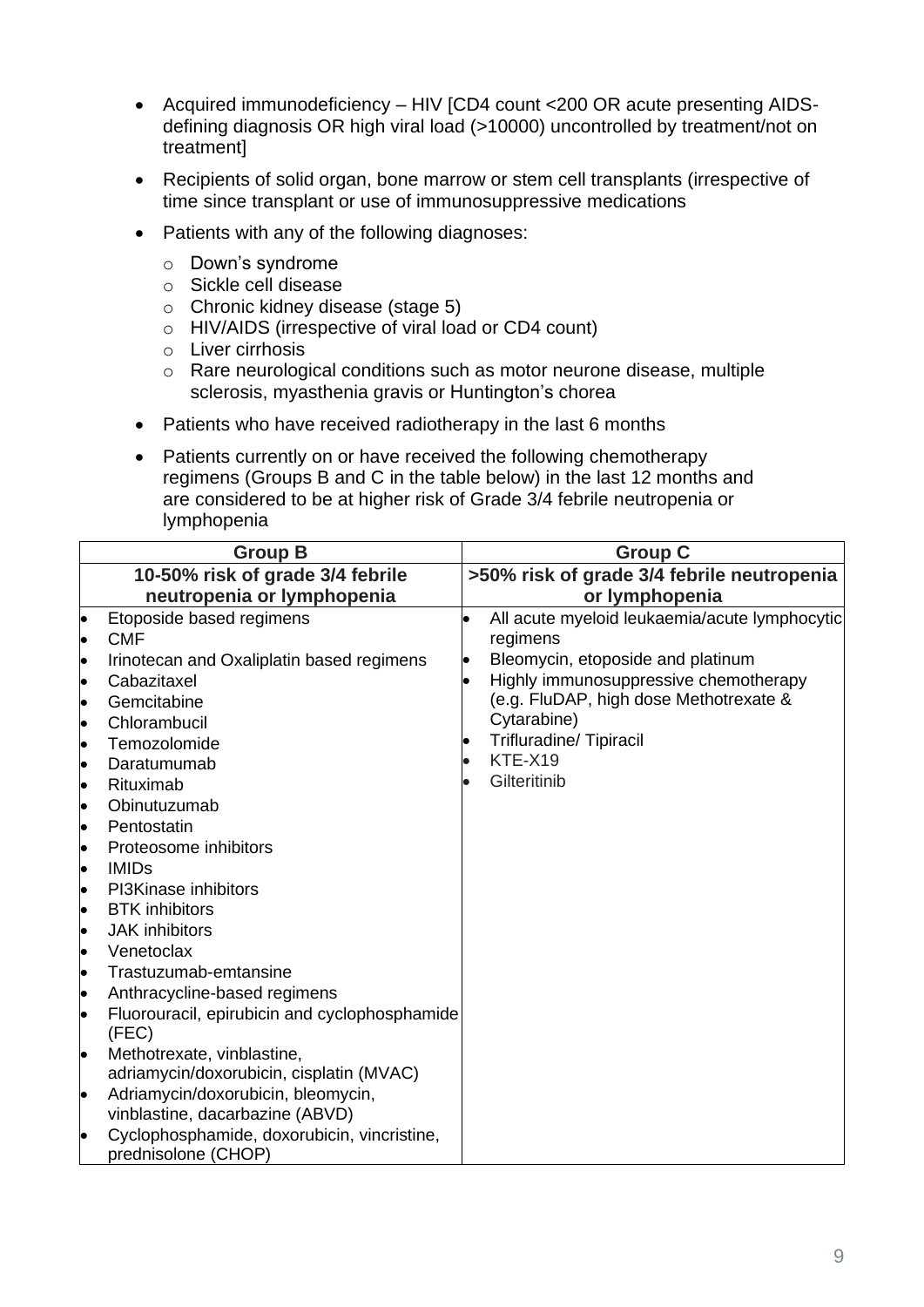- Acquired immunodeficiency – HIV [CD4 count <200 OR acute presenting AIDS-defining diagnosis OR high viral load (>10000) uncontrolled by treatment/not on treatment]
- Recipients of solid organ, bone marrow or stem cell transplants (irrespective of time since transplant or use of immunosuppressive medications
- Patients with any of the following diagnoses:
  - Down's syndrome
  - Sickle cell disease
  - Chronic kidney disease (stage 5)
  - HIV/AIDS (irrespective of viral load or CD4 count)
  - Liver cirrhosis
  - Rare neurological conditions such as motor neurone disease, multiple sclerosis, myasthenia gravis or Huntington's chorea
- Patients who have received radiotherapy in the last 6 months
- Patients currently on or have received the following chemotherapy regimens (Groups B and C in the table below) in the last 12 months and are considered to be at higher risk of Grade 3/4 febrile neutropenia or lymphopenia

| **Group B** | **Group C** |
|---|---|
| **10-50% risk of grade 3/4 febrile neutropenia or lymphopenia** | **>50% risk of grade 3/4 febrile neutropenia or lymphopenia** |
| • Etoposide based regimens<br>• CMF<br>• Irinotecan and Oxaliplatin based regimens<br>• Cabazitaxel<br>• Gemcitabine<br>• Chlorambucil<br>• Temozolomide<br>• Daratumumab<br>• Rituximab<br>• Obinutuzumab<br>• Pentostatin<br>• Proteosome inhibitors<br>• IMIDs<br>• PI3Kinase inhibitors<br>• BTK inhibitors<br>• JAK inhibitors<br>• Venetoclax<br>• Trastuzumab-emtansine<br>• Anthracycline-based regimens<br>• Fluorouracil, epirubicin and cyclophosphamide (FEC)<br>• Methotrexate, vinblastine, adriamycin/doxorubicin, cisplatin (MVAC)<br>• Adriamycin/doxorubicin, bleomycin, vinblastine, dacarbazine (ABVD)<br>• Cyclophosphamide, doxorubicin, vincristine, prednisolone (CHOP) | • All acute myeloid leukaemia/acute lymphocytic regimens<br>• Bleomycin, etoposide and platinum<br>• Highly immunosuppressive chemotherapy (e.g. FluDAP, high dose Methotrexate & Cytarabine)<br>• Trifluradine/ Tipiracil<br>• KTE-X19<br>• Gilteritinib |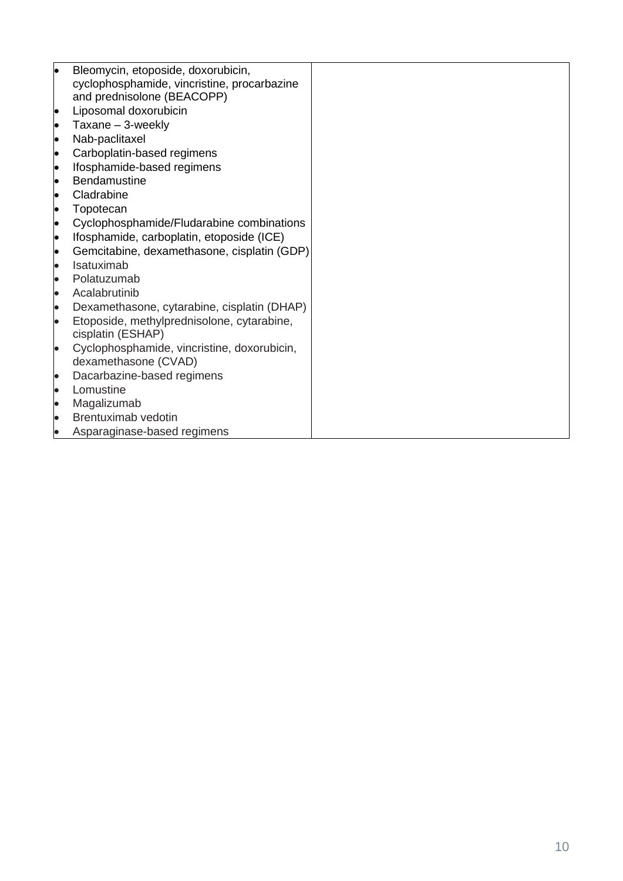| | |
|---|---|
| • Bleomycin, etoposide, doxorubicin, cyclophosphamide, vincristine, procarbazine and prednisolone (BEACOPP)<br>• Liposomal doxorubicin<br>• Taxane – 3-weekly<br>• Nab-paclitaxel<br>• Carboplatin-based regimens<br>• Ifosphamide-based regimens<br>• Bendamustine<br>• Cladrabine<br>• Topotecan<br>• Cyclophosphamide/Fludarabine combinations<br>• Ifosphamide, carboplatin, etoposide (ICE)<br>• Gemcitabine, dexamethasone, cisplatin (GDP)<br>• Isatuximab<br>• Polatuzumab<br>• Acalabrutinib<br>• Dexamethasone, cytarabine, cisplatin (DHAP)<br>• Etoposide, methylprednisolone, cytarabine, cisplatin (ESHAP)<br>• Cyclophosphamide, vincristine, doxorubicin, dexamethasone (CVAD)<br>• Dacarbazine-based regimens<br>• Lomustine<br>• Magalizumab<br>• Brentuximab vedotin<br>• Asparaginase-based regimens | |